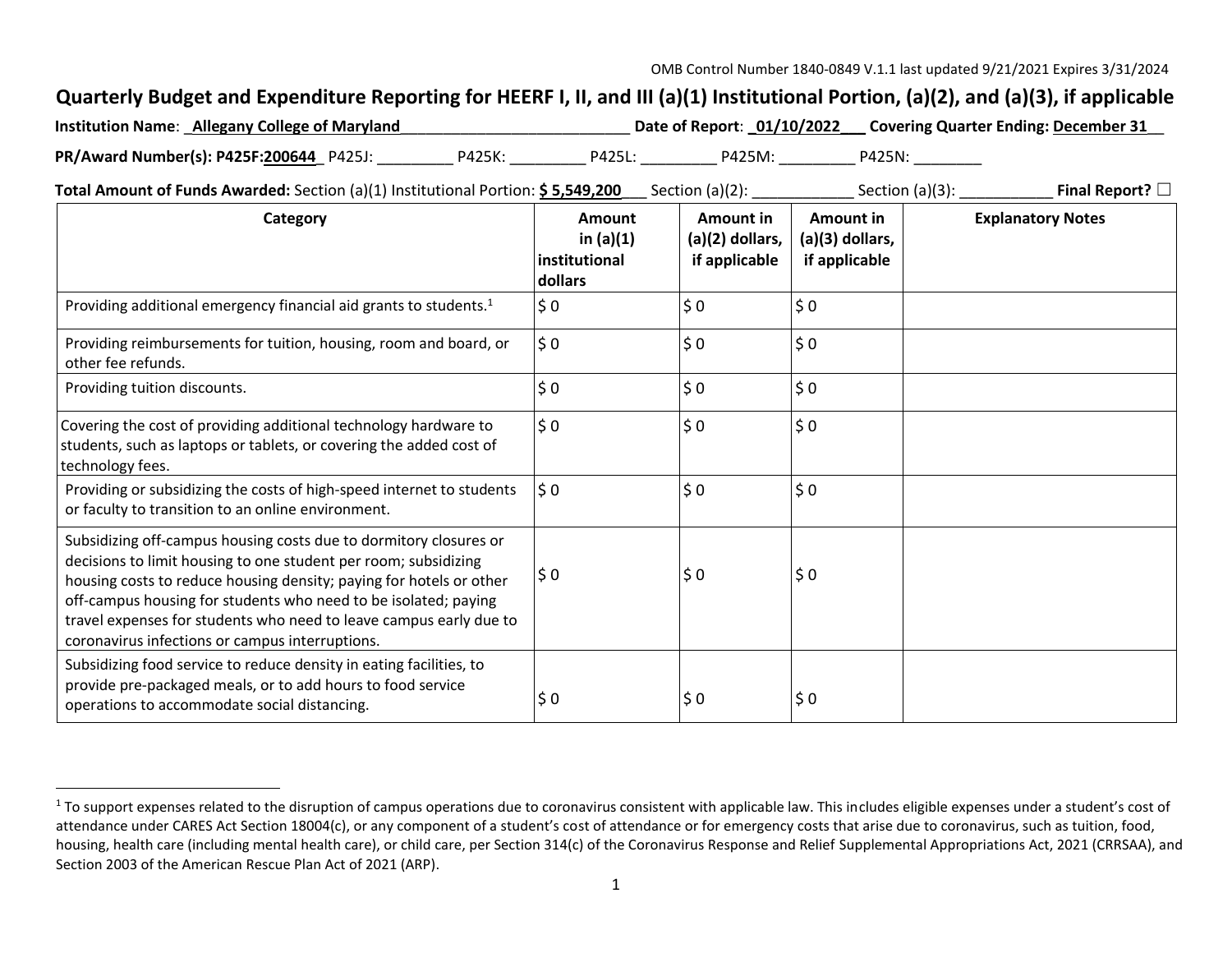OMB Control Number 1840-0849 V.1.1 last updated 9/21/2021 Expires 3/31/2024

# Quarterly Budget and Expenditure Reporting for HEERF I, II, and III (a)(1) Institutional Portion, (a)(2), and (a)(3), if applicable

**Institution Name**: _**Allegany College of Maryland**___________________________ **Date of Report**: _**01/10/2022**___ **Covering Quarter Ending: December 31**__

**PR/Award Number(s): P425F:200644**_ P425J: _________ P425K: _________ P425L: _________ P425M: _________ P425N: ________

**Total Amount of Funds Awarded:** Section (a)(1) Institutional Portion: **$ 5,549,200**___ Section (a)(2): ____________ Section (a)(3): ___________ **Final Report?** ☐

| Category | Amount in (a)(1) institutional dollars | Amount in (a)(2) dollars, if applicable | Amount in (a)(3) dollars, if applicable | Explanatory Notes |
|---|---|---|---|---|
| Providing additional emergency financial aid grants to students.[1] | $ 0 | $ 0 | $ 0 | |
| Providing reimbursements for tuition, housing, room and board, or other fee refunds. | $ 0 | $ 0 | $ 0 | |
| Providing tuition discounts. | $ 0 | $ 0 | $ 0 | |
| Covering the cost of providing additional technology hardware to students, such as laptops or tablets, or covering the added cost of technology fees. | $ 0 | $ 0 | $ 0 | |
| Providing or subsidizing the costs of high-speed internet to students or faculty to transition to an online environment. | $ 0 | $ 0 | $ 0 | |
| Subsidizing off-campus housing costs due to dormitory closures or decisions to limit housing to one student per room; subsidizing housing costs to reduce housing density; paying for hotels or other off-campus housing for students who need to be isolated; paying travel expenses for students who need to leave campus early due to coronavirus infections or campus interruptions. | $ 0 | $ 0 | $ 0 | |
| Subsidizing food service to reduce density in eating facilities, to provide pre-packaged meals, or to add hours to food service operations to accommodate social distancing. | $ 0 | $ 0 | $ 0 | |

[1] To support expenses related to the disruption of campus operations due to coronavirus consistent with applicable law. This includes eligible expenses under a student's cost of attendance under CARES Act Section 18004(c), or any component of a student's cost of attendance or for emergency costs that arise due to coronavirus, such as tuition, food, housing, health care (including mental health care), or child care, per Section 314(c) of the Coronavirus Response and Relief Supplemental Appropriations Act, 2021 (CRRSAA), and Section 2003 of the American Rescue Plan Act of 2021 (ARP).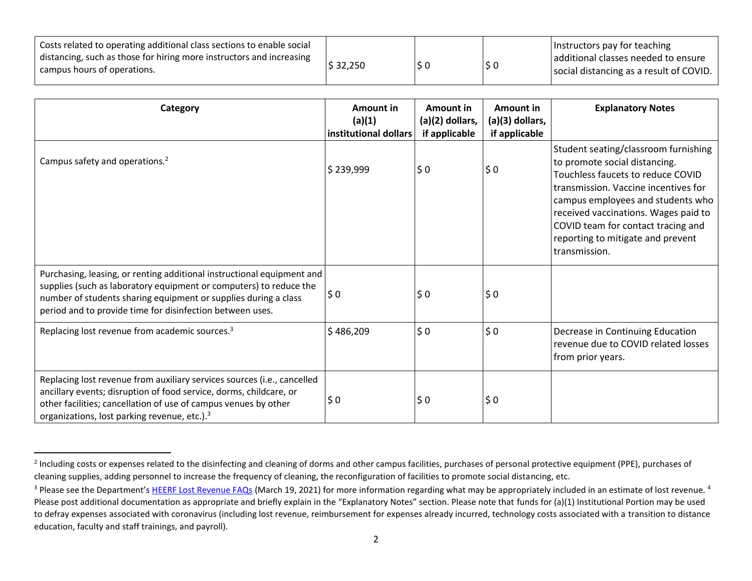| Category | Amount in (a)(1) institutional dollars | Amount in (a)(2) dollars, if applicable | Amount in (a)(3) dollars, if applicable | Explanatory Notes |
|---|---|---|---|---|
| Costs related to operating additional class sections to enable social distancing, such as those for hiring more instructors and increasing campus hours of operations. | $ 32,250 | $ 0 | $ 0 | Instructors pay for teaching additional classes needed to ensure social distancing as a result of COVID. |
| Campus safety and operations.[2] | $ 239,999 | $ 0 | $ 0 | Student seating/classroom furnishing to promote social distancing. Touchless faucets to reduce COVID transmission. Vaccine incentives for campus employees and students who received vaccinations. Wages paid to COVID team for contact tracing and reporting to mitigate and prevent transmission. |
| Purchasing, leasing, or renting additional instructional equipment and supplies (such as laboratory equipment or computers) to reduce the number of students sharing equipment or supplies during a class period and to provide time for disinfection between uses. | $ 0 | $ 0 | $ 0 | |
| Replacing lost revenue from academic sources.[3] | $ 486,209 | $ 0 | $ 0 | Decrease in Continuing Education revenue due to COVID related losses from prior years. |
| Replacing lost revenue from auxiliary services sources (i.e., cancelled ancillary events; disruption of food service, dorms, childcare, or other facilities; cancellation of use of campus venues by other organizations, lost parking revenue, etc.).[3] | $ 0 | $ 0 | $ 0 | |

[2] Including costs or expenses related to the disinfecting and cleaning of dorms and other campus facilities, purchases of personal protective equipment (PPE), purchases of cleaning supplies, adding personnel to increase the frequency of cleaning, the reconfiguration of facilities to promote social distancing, etc.

[3] Please see the Department's HEERF Lost Revenue FAQs (March 19, 2021) for more information regarding what may be appropriately included in an estimate of lost revenue. [4] Please post additional documentation as appropriate and briefly explain in the "Explanatory Notes" section. Please note that funds for (a)(1) Institutional Portion may be used to defray expenses associated with coronavirus (including lost revenue, reimbursement for expenses already incurred, technology costs associated with a transition to distance education, faculty and staff trainings, and payroll).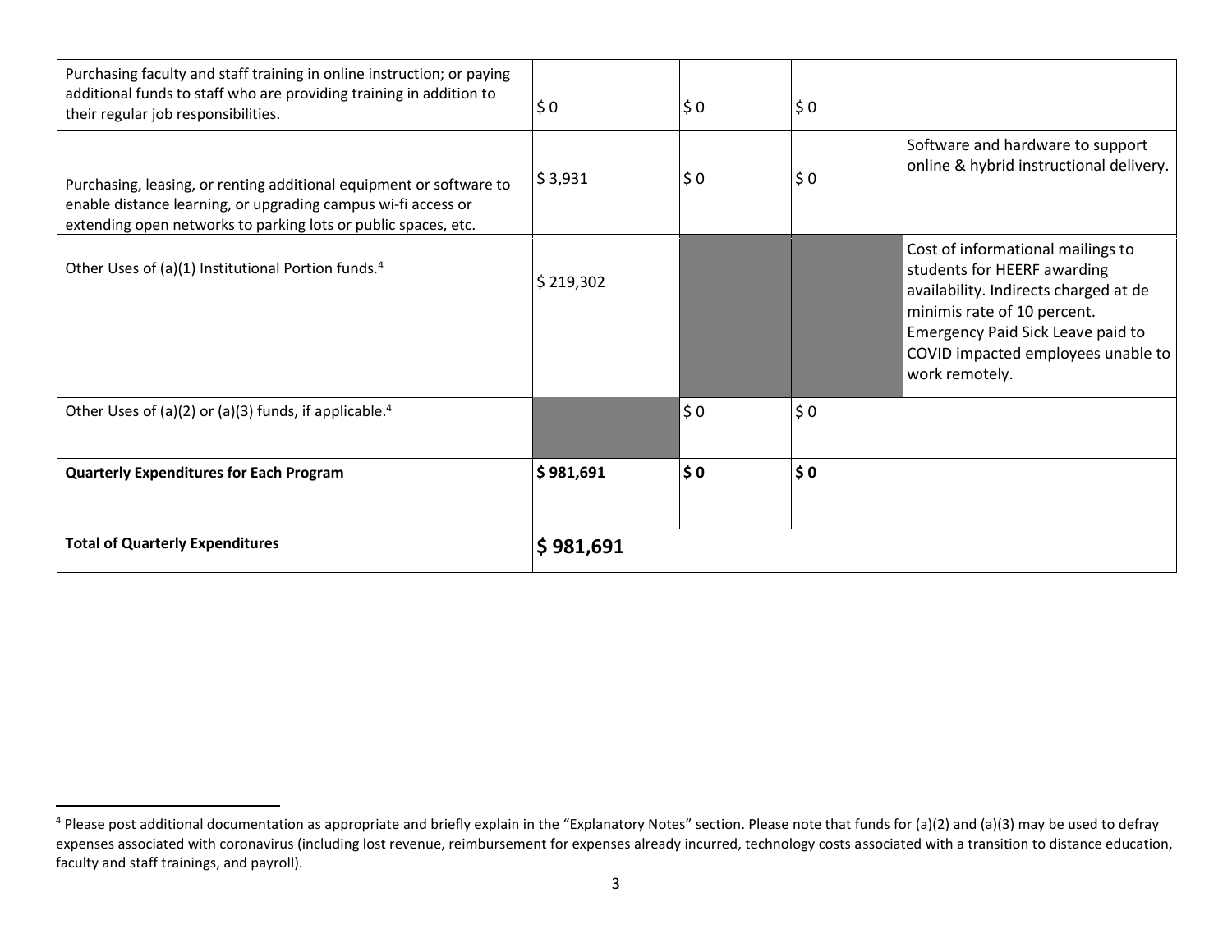| | | | | |
|---|---|---|---|---|
| Purchasing faculty and staff training in online instruction; or paying additional funds to staff who are providing training in addition to their regular job responsibilities. | $ 0 | $ 0 | $ 0 | |
| Purchasing, leasing, or renting additional equipment or software to enable distance learning, or upgrading campus wi-fi access or extending open networks to parking lots or public spaces, etc. | $ 3,931 | $ 0 | $ 0 | Software and hardware to support online & hybrid instructional delivery. |
| Other Uses of (a)(1) Institutional Portion funds.[4] | $ 219,302 | | | Cost of informational mailings to students for HEERF awarding availability. Indirects charged at de minimis rate of 10 percent. Emergency Paid Sick Leave paid to COVID impacted employees unable to work remotely. |
| Other Uses of (a)(2) or (a)(3) funds, if applicable.[4] | | $ 0 | $ 0 | |
| **Quarterly Expenditures for Each Program** | **$ 981,691** | **$ 0** | **$ 0** | |
| **Total of Quarterly Expenditures** | **$ 981,691** | | | |

[4] Please post additional documentation as appropriate and briefly explain in the "Explanatory Notes" section. Please note that funds for (a)(2) and (a)(3) may be used to defray expenses associated with coronavirus (including lost revenue, reimbursement for expenses already incurred, technology costs associated with a transition to distance education, faculty and staff trainings, and payroll).